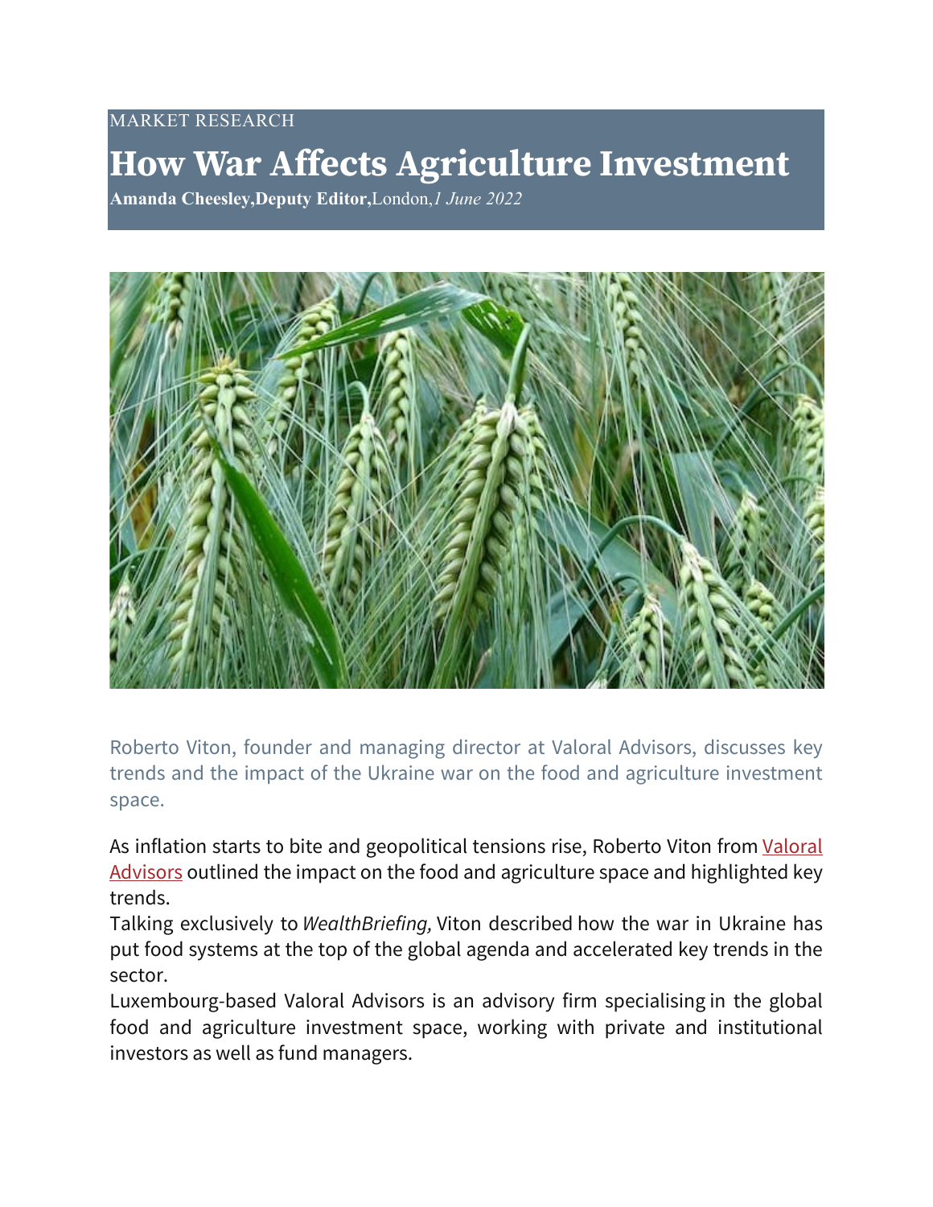MARKET RESEARCH

# How War Affects Agriculture Investment

**Amanda Cheesley,Deputy Editor,**London,*1 June 2022*

Roberto Viton, founder and managing director at Valoral Advisors, discusses key trends and the impact of the Ukraine war on the food and agriculture investment space.

As inflation starts to bite and geopolitical tensions rise, Roberto Viton from Valoral Advisors outlined the impact on the food and agriculture space and highlighted key trends.

Talking exclusively to *WealthBriefing,* Viton described how the war in Ukraine has put food systems at the top of the global agenda and accelerated key trends in the sector.

Luxembourg-based Valoral Advisors is an advisory firm specialising in the global food and agriculture investment space, working with private and institutional investors as well as fund managers.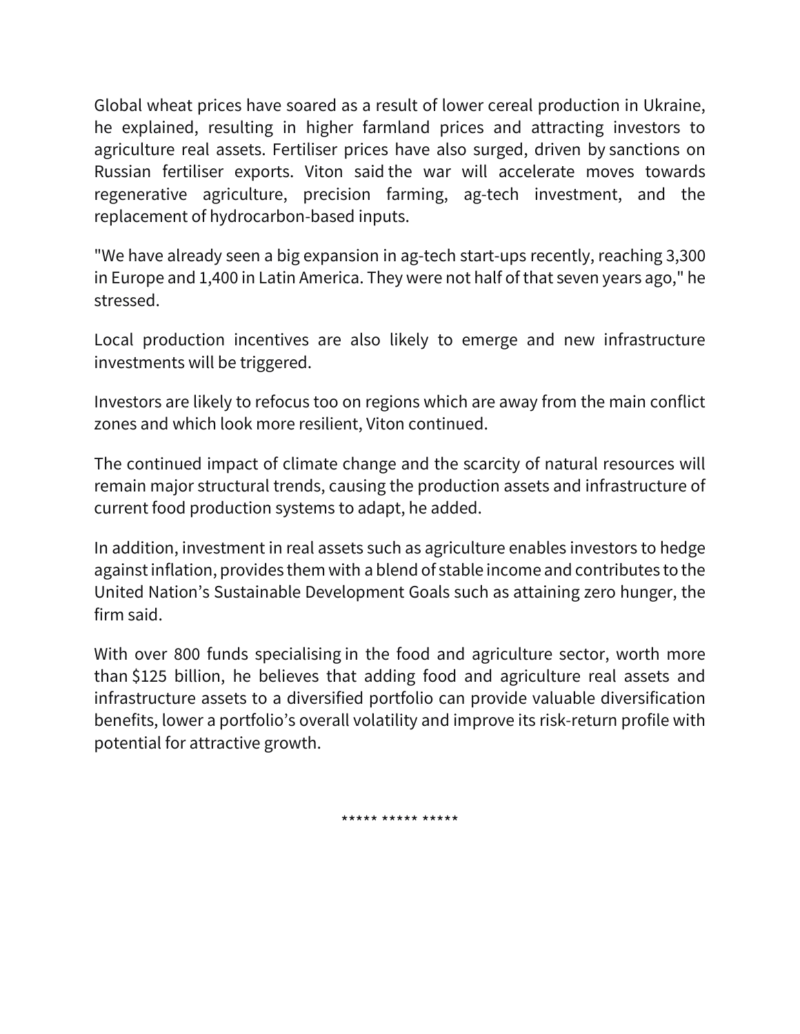Global wheat prices have soared as a result of lower cereal production in Ukraine, he explained, resulting in higher farmland prices and attracting investors to agriculture real assets. Fertiliser prices have also surged, driven by sanctions on Russian fertiliser exports. Viton said the war will accelerate moves towards regenerative agriculture, precision farming, ag-tech investment, and the replacement of hydrocarbon-based inputs.

"We have already seen a big expansion in ag-tech start-ups recently, reaching 3,300 in Europe and 1,400 in Latin America. They were not half of that seven years ago," he stressed.

Local production incentives are also likely to emerge and new infrastructure investments will be triggered.

Investors are likely to refocus too on regions which are away from the main conflict zones and which look more resilient, Viton continued.

The continued impact of climate change and the scarcity of natural resources will remain major structural trends, causing the production assets and infrastructure of current food production systems to adapt, he added.

In addition, investment in real assets such as agriculture enables investors to hedge against inflation, provides them with a blend of stable income and contributes to the United Nation's Sustainable Development Goals such as attaining zero hunger, the firm said.

With over 800 funds specialising in the food and agriculture sector, worth more than $125 billion, he believes that adding food and agriculture real assets and infrastructure assets to a diversified portfolio can provide valuable diversification benefits, lower a portfolio's overall volatility and improve its risk-return profile with potential for attractive growth.

***** ***** *****